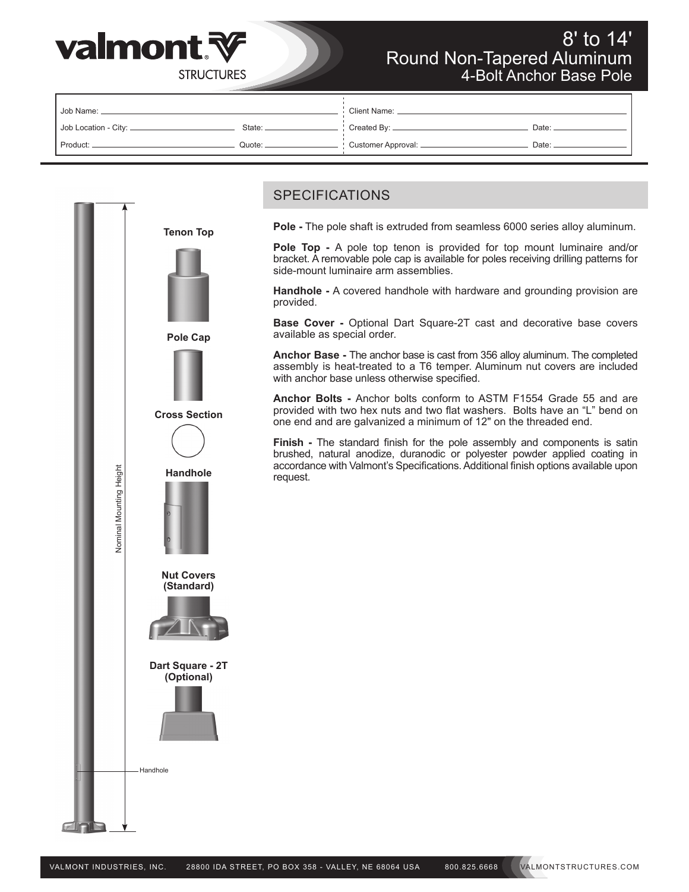# 8' to 14' Round Non-Tapered Aluminum 4-Bolt Anchor Base Pole

valmont STRUCTURES

| | | | |
|---|---|---|---|
| Job Name: | | Client Name: | |
| Job Location - City: | State: | Created By: | Date: |
| Product: | Quote: | Customer Approval: | Date: |

Nominal Mounting Height

Handhole

**Tenon Top**

**Pole Cap**

**Cross Section**

**Handhole**

**Nut Covers (Standard)**

**Dart Square - 2T (Optional)**

## SPECIFICATIONS

**Pole -** The pole shaft is extruded from seamless 6000 series alloy aluminum.

**Pole Top -** A pole top tenon is provided for top mount luminaire and/or bracket. A removable pole cap is available for poles receiving drilling patterns for side-mount luminaire arm assemblies.

**Handhole -** A covered handhole with hardware and grounding provision are provided.

**Base Cover -** Optional Dart Square-2T cast and decorative base covers available as special order.

**Anchor Base -** The anchor base is cast from 356 alloy aluminum. The completed assembly is heat-treated to a T6 temper. Aluminum nut covers are included with anchor base unless otherwise specified.

**Anchor Bolts -** Anchor bolts conform to ASTM F1554 Grade 55 and are provided with two hex nuts and two flat washers. Bolts have an "L" bend on one end and are galvanized a minimum of 12" on the threaded end.

**Finish -** The standard finish for the pole assembly and components is satin brushed, natural anodize, duranodic or polyester powder applied coating in accordance with Valmont's Specifications. Additional finish options available upon request.

VALMONT INDUSTRIES, INC. 28800 IDA STREET, PO BOX 358 - VALLEY, NE 68064 USA 800.825.6668 VALMONTSTRUCTURES.COM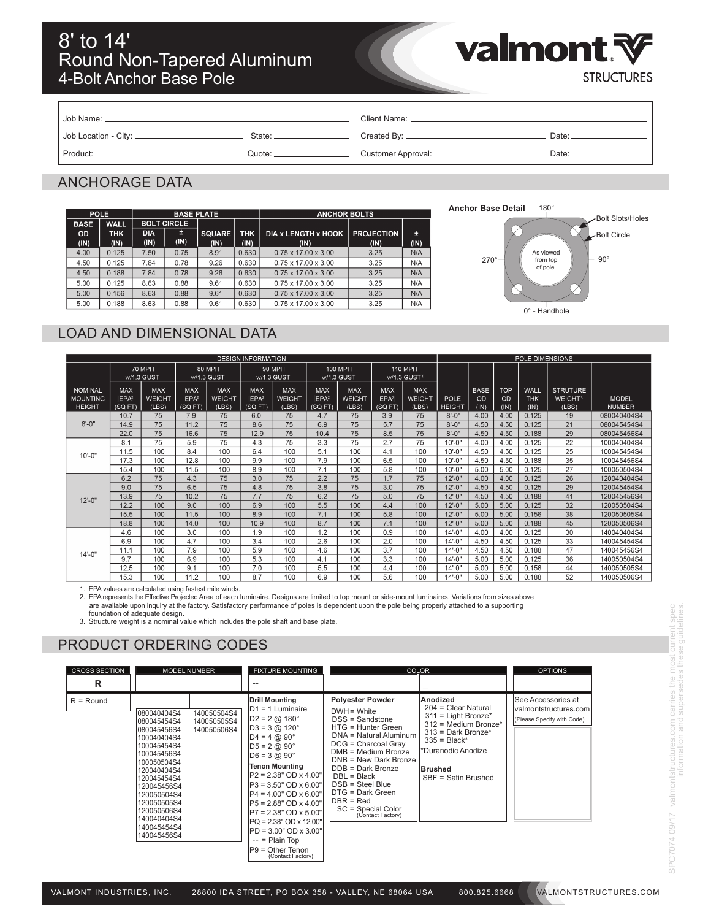# 8' to 14'
## Round Non-Tapered Aluminum
### 4-Bolt Anchor Base Pole

**valmont** STRUCTURES

| | | | |
|---|---|---|---|
| Job Name: | | Client Name: | |
| Job Location - City: | State: | Created By: | Date: |
| Product: | Quote: | Customer Approval: | Date: |

## ANCHORAGE DATA

| POLE | | BASE PLATE | | | | ANCHOR BOLTS | | |
|---|---|---|---|---|---|---|---|---|
| BASE OD (IN) | WALL THK (IN) | BOLT CIRCLE DIA (IN) | BOLT CIRCLE ± (IN) | SQUARE (IN) | THK (IN) | DIA x LENGTH x HOOK (IN) | PROJECTION (IN) | ± (IN) |
| 4.00 | 0.125 | 7.50 | 0.75 | 8.91 | 0.630 | 0.75 x 17.00 x 3.00 | 3.25 | N/A |
| 4.50 | 0.125 | 7.84 | 0.78 | 9.26 | 0.630 | 0.75 x 17.00 x 3.00 | 3.25 | N/A |
| 4.50 | 0.188 | 7.84 | 0.78 | 9.26 | 0.630 | 0.75 x 17.00 x 3.00 | 3.25 | N/A |
| 5.00 | 0.125 | 8.63 | 0.88 | 9.61 | 0.630 | 0.75 x 17.00 x 3.00 | 3.25 | N/A |
| 5.00 | 0.156 | 8.63 | 0.88 | 9.61 | 0.630 | 0.75 x 17.00 x 3.00 | 3.25 | N/A |
| 5.00 | 0.188 | 8.63 | 0.88 | 9.61 | 0.630 | 0.75 x 17.00 x 3.00 | 3.25 | N/A |

**Anchor Base Detail**

180°
270°
90°
0° - Handhole
Bolt Slots/Holes
Bolt Circle
As viewed from top of pole.

## LOAD AND DIMENSIONAL DATA

| | DESIGN INFORMATION | | | | | | | | | | POLE DIMENSIONS | | | | | |
|---|---|---|---|---|---|---|---|---|---|---|---|---|---|---|---|---|
| | 70 MPH w/1.3 GUST | | 80 MPH w/1.3 GUST | | 90 MPH w/1.3 GUST | | 100 MPH w/1.3 GUST | | 110 MPH w/1.3 GUST[1] | | | | | | | |
| NOMINAL MOUNTING HEIGHT | MAX EPA[2] (SQ FT) | MAX WEIGHT (LBS) | MAX EPA[2] (SQ FT) | MAX WEIGHT (LBS) | MAX EPA[2] (SQ FT) | MAX WEIGHT (LBS) | MAX EPA[2] (SQ FT) | MAX WEIGHT (LBS) | MAX EPA[2] (SQ FT) | MAX WEIGHT (LBS) | POLE HEIGHT | BASE OD (IN) | TOP OD (IN) | WALL THK (IN) | STRUTURE WEIGHT[3] (LBS) | MODEL NUMBER |
| 8'-0" | 10.7 | 75 | 7.9 | 75 | 6.0 | 75 | 4.7 | 75 | 3.9 | 75 | 8'-0" | 4.00 | 4.00 | 0.125 | 19 | 080040404S4 |
| | 14.9 | 75 | 11.2 | 75 | 8.6 | 75 | 6.9 | 75 | 5.7 | 75 | 8'-0" | 4.50 | 4.50 | 0.125 | 21 | 080045454S4 |
| | 22.0 | 75 | 16.6 | 75 | 12.9 | 75 | 10.4 | 75 | 8.5 | 75 | 8'-0" | 4.50 | 4.50 | 0.188 | 29 | 080045456S4 |
| 10'-0" | 8.1 | 75 | 5.9 | 75 | 4.3 | 75 | 3.3 | 75 | 2.7 | 75 | 10'-0" | 4.00 | 4.00 | 0.125 | 22 | 100040404S4 |
| | 11.5 | 100 | 8.4 | 100 | 6.4 | 100 | 5.1 | 100 | 4.1 | 100 | 10'-0" | 4.50 | 4.50 | 0.125 | 25 | 100045454S4 |
| | 17.3 | 100 | 12.8 | 100 | 9.9 | 100 | 7.9 | 100 | 6.5 | 100 | 10'-0" | 4.50 | 4.50 | 0.188 | 35 | 100045456S4 |
| | 15.4 | 100 | 11.5 | 100 | 8.9 | 100 | 7.1 | 100 | 5.8 | 100 | 10'-0" | 5.00 | 5.00 | 0.125 | 27 | 100050504S4 |
| 12'-0" | 6.2 | 75 | 4.3 | 75 | 3.0 | 75 | 2.2 | 75 | 1.7 | 75 | 12'-0" | 4.00 | 4.00 | 0.125 | 26 | 120040404S4 |
| | 9.0 | 75 | 6.5 | 75 | 4.8 | 75 | 3.8 | 75 | 3.0 | 75 | 12'-0" | 4.50 | 4.50 | 0.125 | 29 | 120045454S4 |
| | 13.9 | 75 | 10.2 | 75 | 7.7 | 75 | 6.2 | 75 | 5.0 | 75 | 12'-0" | 4.50 | 4.50 | 0.188 | 41 | 120045456S4 |
| | 12.2 | 100 | 9.0 | 100 | 6.9 | 100 | 5.5 | 100 | 4.4 | 100 | 12'-0" | 5.00 | 5.00 | 0.125 | 32 | 120050504S4 |
| | 15.5 | 100 | 11.5 | 100 | 8.9 | 100 | 7.1 | 100 | 5.8 | 100 | 12'-0" | 5.00 | 5.00 | 0.156 | 38 | 120050505S4 |
| | 18.8 | 100 | 14.0 | 100 | 10.9 | 100 | 8.7 | 100 | 7.1 | 100 | 12'-0" | 5.00 | 5.00 | 0.188 | 45 | 120050506S4 |
| 14'-0" | 4.6 | 100 | 3.0 | 100 | 1.9 | 100 | 1.2 | 100 | 0.9 | 100 | 14'-0" | 4.00 | 4.00 | 0.125 | 30 | 140040404S4 |
| | 6.9 | 100 | 4.7 | 100 | 3.4 | 100 | 2.6 | 100 | 2.0 | 100 | 14'-0" | 4.50 | 4.50 | 0.125 | 33 | 140045454S4 |
| | 11.1 | 100 | 7.9 | 100 | 5.9 | 100 | 4.6 | 100 | 3.7 | 100 | 14'-0" | 4.50 | 4.50 | 0.188 | 47 | 140045456S4 |
| | 9.7 | 100 | 6.9 | 100 | 5.3 | 100 | 4.1 | 100 | 3.3 | 100 | 14'-0" | 5.00 | 5.00 | 0.125 | 36 | 140050504S4 |
| | 12.5 | 100 | 9.1 | 100 | 7.0 | 100 | 5.5 | 100 | 4.4 | 100 | 14'-0" | 5.00 | 5.00 | 0.156 | 44 | 140050505S4 |
| | 15.3 | 100 | 11.2 | 100 | 8.7 | 100 | 6.9 | 100 | 5.6 | 100 | 14'-0" | 5.00 | 5.00 | 0.188 | 52 | 140050506S4 |

1. EPA values are calculated using fastest mile winds.
2. EPA represents the Effective Projected Area of each luminaire. Designs are limited to top mount or side-mount luminaires. Variations from sizes above are available upon inquiry at the factory. Satisfactory performance of poles is dependent upon the pole being properly attached to a supporting foundation of adequate design.
3. Structure weight is a nominal value which includes the pole shaft and base plate.

## PRODUCT ORDERING CODES

| CROSS SECTION | MODEL NUMBER | FIXTURE MOUNTING | COLOR | OPTIONS |
|---|---|---|---|---|
| R | | -- | _ | |
| R = Round | 080040404S4<br>080045454S4<br>080045456S4<br>100040404S4<br>100045454S4<br>100045456S4<br>100050504S4<br>120040404S4<br>120045454S4<br>120045456S4<br>120050504S4<br>120050505S4<br>120050506S4<br>140040404S4<br>140045454S4<br>140045456S4<br>140050504S4<br>140050505S4<br>140050506S4 | **Drill Mounting**<br>D1 = 1 Luminaire<br>D2 = 2 @ 180°<br>D3 = 3 @ 120°<br>D4 = 4 @ 90°<br>D5 = 2 @ 90°<br>D6 = 3 @ 90°<br>**Tenon Mounting**<br>P2 = 2.38" OD x 4.00"<br>P3 = 3.50" OD x 6.00"<br>P4 = 4.00" OD x 6.00"<br>P5 = 2.88" OD x 4.00"<br>P7 = 2.38" OD x 5.00"<br>PQ = 2.38" OD x 12.00"<br>PD = 3.00" OD x 3.00"<br>-- = Plain Top<br>P9 = Other Tenon (Contact Factory) | **Polyester Powder**<br>DWH = White<br>DSS = Sandstone<br>HTG = Hunter Green<br>DNA = Natural Aluminum<br>DCG = Charcoal Gray<br>DMB = Medium Bronze<br>DNB = New Dark Bronze<br>DDB = Dark Bronze<br>DBL = Black<br>DSB = Steel Blue<br>DTG = Dark Green<br>DBR = Red<br>SC = Special Color (Contact Factory)<br>**Anodized**<br>204 = Clear Natural<br>311 = Light Bronze*<br>312 = Medium Bronze*<br>313 = Dark Bronze*<br>335 = Black*<br>*Duranodic Anodize<br>**Brushed**<br>SBF = Satin Brushed | See Accessories at valmontstructures.com (Please Specify with Code) |

SPC7074 09/17 valmontstructures.com carries the most current spec information and supersedes these guidelines.

VALMONT INDUSTRIES, INC. 28800 IDA STREET, PO BOX 358 - VALLEY, NE 68064 USA 800.825.6668 VALMONTSTRUCTURES.COM